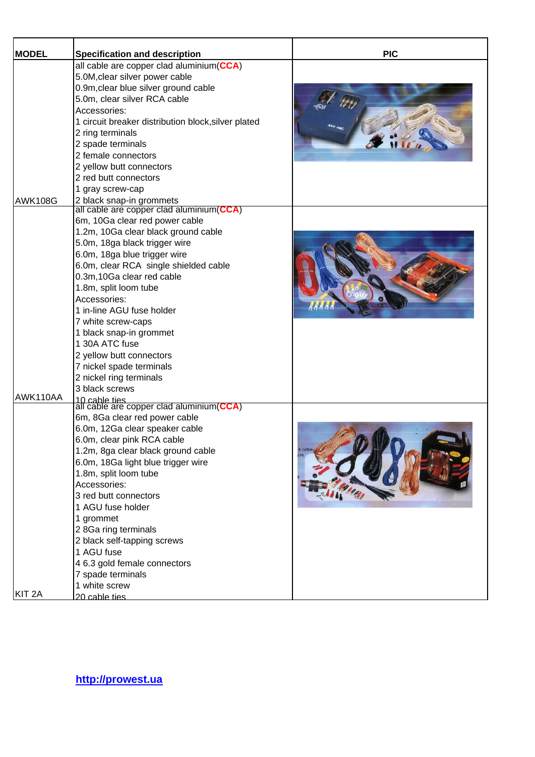| MODEL | Specification and description | PIC |
|---|---|---|
| AWK108G | all cable are copper clad aluminium(**CCA**)<br>5.0M,clear silver power cable<br>0.9m,clear blue silver ground cable<br>5.0m, clear silver RCA cable<br>Accessories:<br>1 circuit breaker distribution block,silver plated<br>2 ring terminals<br>2 spade terminals<br>2 female connectors<br>2 yellow butt connectors<br>2 red butt connectors<br>1 gray screw-cap<br>2 black snap-in grommets | |
| AWK110AA | all cable are copper clad aluminium(**CCA**)<br>6m, 10Ga clear red power cable<br>1.2m, 10Ga clear black ground cable<br>5.0m, 18ga black trigger wire<br>6.0m, 18ga blue trigger wire<br>6.0m, clear RCA single shielded cable<br>0.3m,10Ga clear red cable<br>1.8m, split loom tube<br>Accessories:<br>1 in-line AGU fuse holder<br>7 white screw-caps<br>1 black snap-in grommet<br>1 30A ATC fuse<br>2 yellow butt connectors<br>7 nickel spade terminals<br>2 nickel ring terminals<br>3 black screws<br>10 cable ties | |
| KIT 2A | all cable are copper clad aluminium(**CCA**)<br>6m, 8Ga clear red power cable<br>6.0m, 12Ga clear speaker cable<br>6.0m, clear pink RCA cable<br>1.2m, 8ga clear black ground cable<br>6.0m, 18Ga light blue trigger wire<br>1.8m, split loom tube<br>Accessories:<br>3 red butt connectors<br>1 AGU fuse holder<br>1 grommet<br>2 8Ga ring terminals<br>2 black self-tapping screws<br>1 AGU fuse<br>4 6.3 gold female connectors<br>7 spade terminals<br>1 white screw<br>20 cable ties | |

http://prowest.ua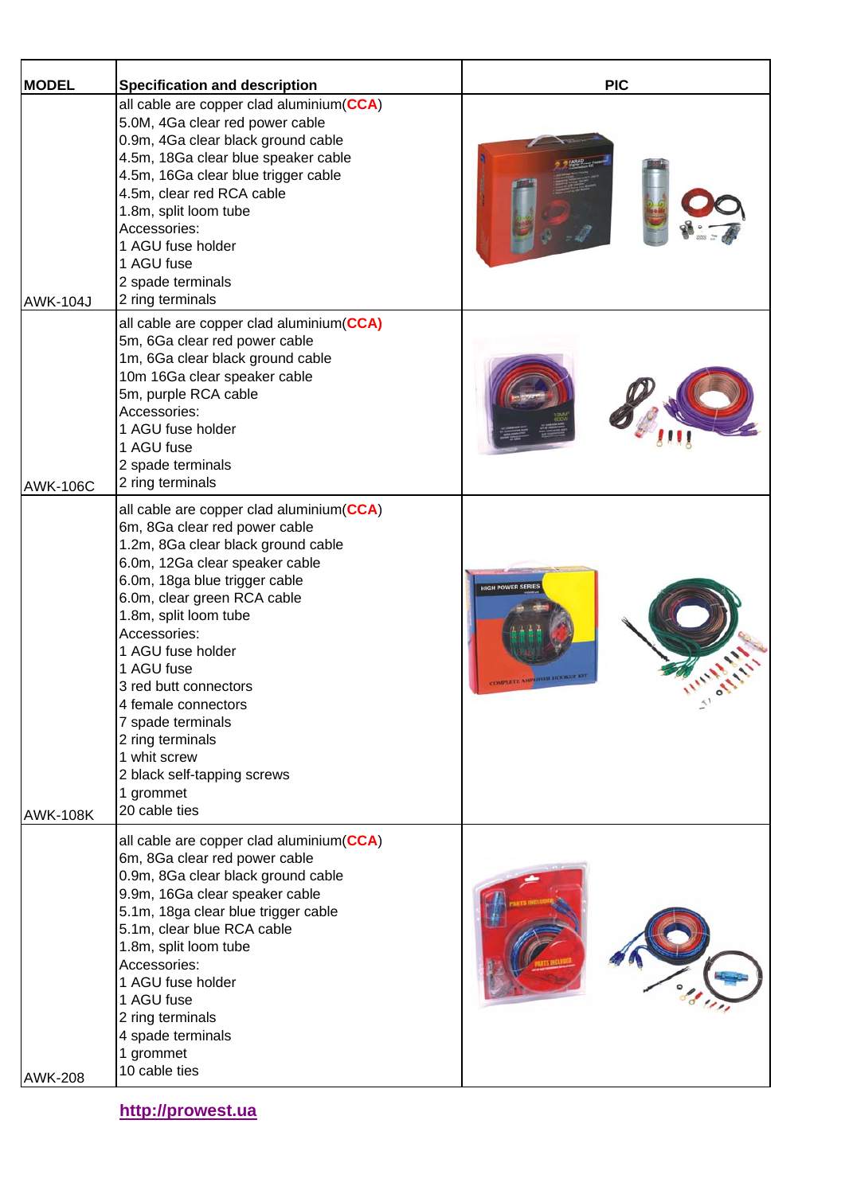| MODEL | Specification and description | PIC |
|---|---|---|
| AWK-104J | all cable are copper clad aluminium(**CCA**)<br>5.0M, 4Ga clear red power cable<br>0.9m, 4Ga clear black ground cable<br>4.5m, 18Ga clear blue speaker cable<br>4.5m, 16Ga clear blue trigger cable<br>4.5m, clear red RCA cable<br>1.8m, split loom tube<br>Accessories:<br>1 AGU fuse holder<br>1 AGU fuse<br>2 spade terminals<br>2 ring terminals | |
| AWK-106C | all cable are copper clad aluminium(**CCA**)<br>5m, 6Ga clear red power cable<br>1m, 6Ga clear black ground cable<br>10m 16Ga clear speaker cable<br>5m, purple RCA cable<br>Accessories:<br>1 AGU fuse holder<br>1 AGU fuse<br>2 spade terminals<br>2 ring terminals | |
| AWK-108K | all cable are copper clad aluminium(**CCA**)<br>6m, 8Ga clear red power cable<br>1.2m, 8Ga clear black ground cable<br>6.0m, 12Ga clear speaker cable<br>6.0m, 18ga blue trigger cable<br>6.0m, clear green RCA cable<br>1.8m, split loom tube<br>Accessories:<br>1 AGU fuse holder<br>1 AGU fuse<br>3 red butt connectors<br>4 female connectors<br>7 spade terminals<br>2 ring terminals<br>1 whit screw<br>2 black self-tapping screws<br>1 grommet<br>20 cable ties | |
| AWK-208 | all cable are copper clad aluminium(**CCA**)<br>6m, 8Ga clear red power cable<br>0.9m, 8Ga clear black ground cable<br>9.9m, 16Ga clear speaker cable<br>5.1m, 18ga clear blue trigger cable<br>5.1m, clear blue RCA cable<br>1.8m, split loom tube<br>Accessories:<br>1 AGU fuse holder<br>1 AGU fuse<br>2 ring terminals<br>4 spade terminals<br>1 grommet<br>10 cable ties | |

**http://prowest.ua**